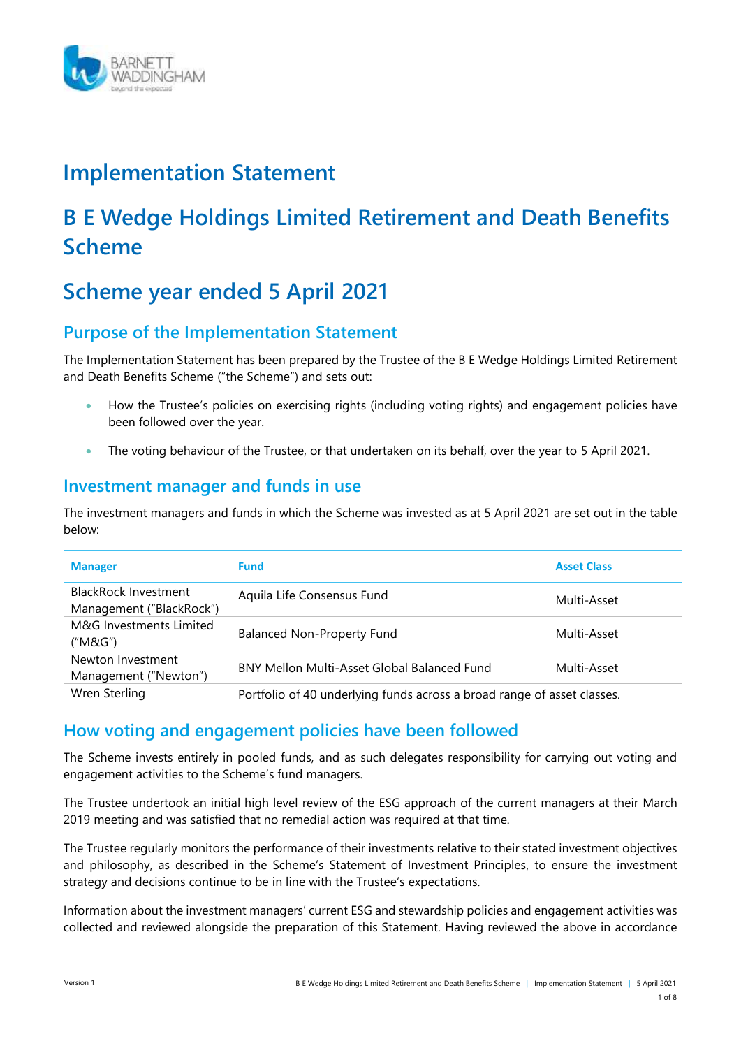# Implementation Statement

# B E Wedge Holdings Limited Retirement and Death Benefits Scheme

# Scheme year ended 5 April 2021

## Purpose of the Implementation Statement

The Implementation Statement has been prepared by the Trustee of the B E Wedge Holdings Limited Retirement and Death Benefits Scheme ("the Scheme") and sets out:

- How the Trustee's policies on exercising rights (including voting rights) and engagement policies have been followed over the year.
- The voting behaviour of the Trustee, or that undertaken on its behalf, over the year to 5 April 2021.

## Investment manager and funds in use

The investment managers and funds in which the Scheme was invested as at 5 April 2021 are set out in the table below:

| Manager | Fund | Asset Class |
|---|---|---|
| BlackRock Investment Management ("BlackRock") | Aquila Life Consensus Fund | Multi-Asset |
| M&G Investments Limited ("M&G") | Balanced Non-Property Fund | Multi-Asset |
| Newton Investment Management ("Newton") | BNY Mellon Multi-Asset Global Balanced Fund | Multi-Asset |
| Wren Sterling | Portfolio of 40 underlying funds across a broad range of asset classes. | |

## How voting and engagement policies have been followed

The Scheme invests entirely in pooled funds, and as such delegates responsibility for carrying out voting and engagement activities to the Scheme's fund managers.

The Trustee undertook an initial high level review of the ESG approach of the current managers at their March 2019 meeting and was satisfied that no remedial action was required at that time.

The Trustee regularly monitors the performance of their investments relative to their stated investment objectives and philosophy, as described in the Scheme's Statement of Investment Principles, to ensure the investment strategy and decisions continue to be in line with the Trustee's expectations.

Information about the investment managers' current ESG and stewardship policies and engagement activities was collected and reviewed alongside the preparation of this Statement. Having reviewed the above in accordance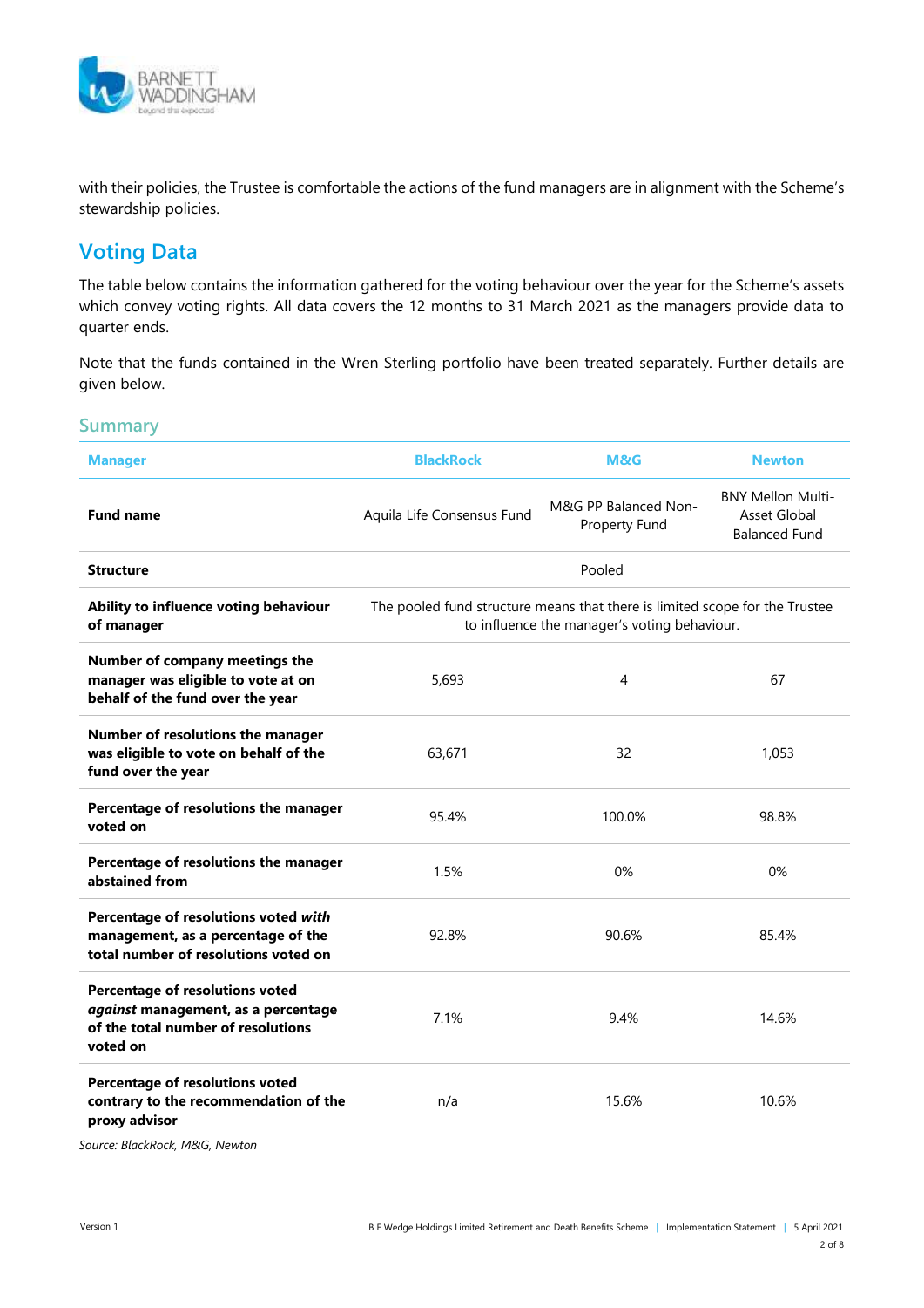with their policies, the Trustee is comfortable the actions of the fund managers are in alignment with the Scheme's stewardship policies.

## Voting Data

The table below contains the information gathered for the voting behaviour over the year for the Scheme's assets which convey voting rights. All data covers the 12 months to 31 March 2021 as the managers provide data to quarter ends.

Note that the funds contained in the Wren Sterling portfolio have been treated separately. Further details are given below.

### Summary

| Manager | BlackRock | M&G | Newton |
|---|---|---|---|
| **Fund name** | Aquila Life Consensus Fund | M&G PP Balanced Non-Property Fund | BNY Mellon Multi-Asset Global Balanced Fund |
| **Structure** | Pooled | | |
| **Ability to influence voting behaviour of manager** | The pooled fund structure means that there is limited scope for the Trustee to influence the manager's voting behaviour. | | |
| **Number of company meetings the manager was eligible to vote at on behalf of the fund over the year** | 5,693 | 4 | 67 |
| **Number of resolutions the manager was eligible to vote on behalf of the fund over the year** | 63,671 | 32 | 1,053 |
| **Percentage of resolutions the manager voted on** | 95.4% | 100.0% | 98.8% |
| **Percentage of resolutions the manager abstained from** | 1.5% | 0% | 0% |
| **Percentage of resolutions voted *with* management, as a percentage of the total number of resolutions voted on** | 92.8% | 90.6% | 85.4% |
| **Percentage of resolutions voted *against* management, as a percentage of the total number of resolutions voted on** | 7.1% | 9.4% | 14.6% |
| **Percentage of resolutions voted contrary to the recommendation of the proxy advisor** | n/a | 15.6% | 10.6% |

*Source: BlackRock, M&G, Newton*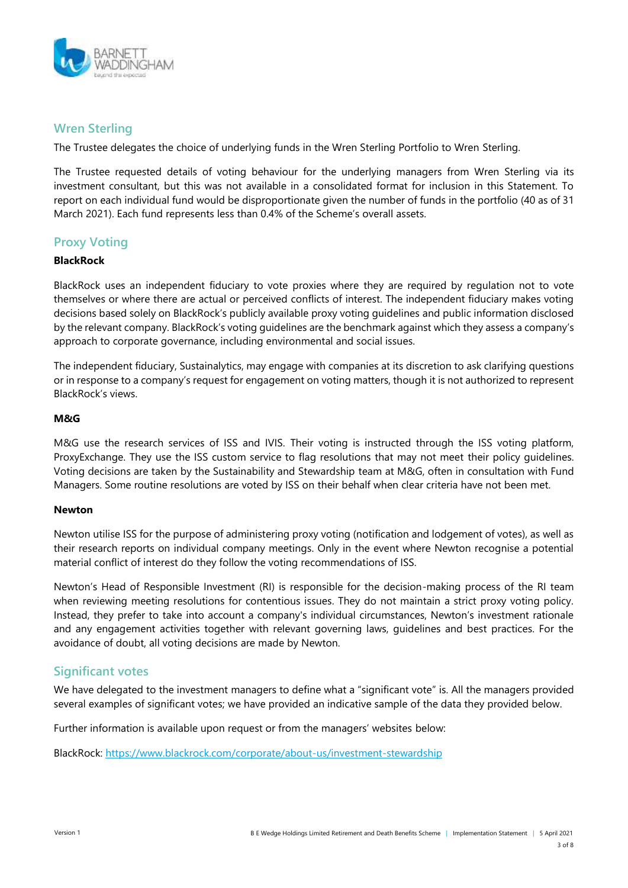## Wren Sterling

The Trustee delegates the choice of underlying funds in the Wren Sterling Portfolio to Wren Sterling.

The Trustee requested details of voting behaviour for the underlying managers from Wren Sterling via its investment consultant, but this was not available in a consolidated format for inclusion in this Statement. To report on each individual fund would be disproportionate given the number of funds in the portfolio (40 as of 31 March 2021). Each fund represents less than 0.4% of the Scheme's overall assets.

## Proxy Voting

**BlackRock**

BlackRock uses an independent fiduciary to vote proxies where they are required by regulation not to vote themselves or where there are actual or perceived conflicts of interest. The independent fiduciary makes voting decisions based solely on BlackRock's publicly available proxy voting guidelines and public information disclosed by the relevant company. BlackRock's voting guidelines are the benchmark against which they assess a company's approach to corporate governance, including environmental and social issues.

The independent fiduciary, Sustainalytics, may engage with companies at its discretion to ask clarifying questions or in response to a company's request for engagement on voting matters, though it is not authorized to represent BlackRock's views.

**M&G**

M&G use the research services of ISS and IVIS. Their voting is instructed through the ISS voting platform, ProxyExchange. They use the ISS custom service to flag resolutions that may not meet their policy guidelines. Voting decisions are taken by the Sustainability and Stewardship team at M&G, often in consultation with Fund Managers. Some routine resolutions are voted by ISS on their behalf when clear criteria have not been met.

**Newton**

Newton utilise ISS for the purpose of administering proxy voting (notification and lodgement of votes), as well as their research reports on individual company meetings. Only in the event where Newton recognise a potential material conflict of interest do they follow the voting recommendations of ISS.

Newton's Head of Responsible Investment (RI) is responsible for the decision-making process of the RI team when reviewing meeting resolutions for contentious issues. They do not maintain a strict proxy voting policy. Instead, they prefer to take into account a company's individual circumstances, Newton's investment rationale and any engagement activities together with relevant governing laws, guidelines and best practices. For the avoidance of doubt, all voting decisions are made by Newton.

## Significant votes

We have delegated to the investment managers to define what a "significant vote" is. All the managers provided several examples of significant votes; we have provided an indicative sample of the data they provided below.

Further information is available upon request or from the managers' websites below:

BlackRock: https://www.blackrock.com/corporate/about-us/investment-stewardship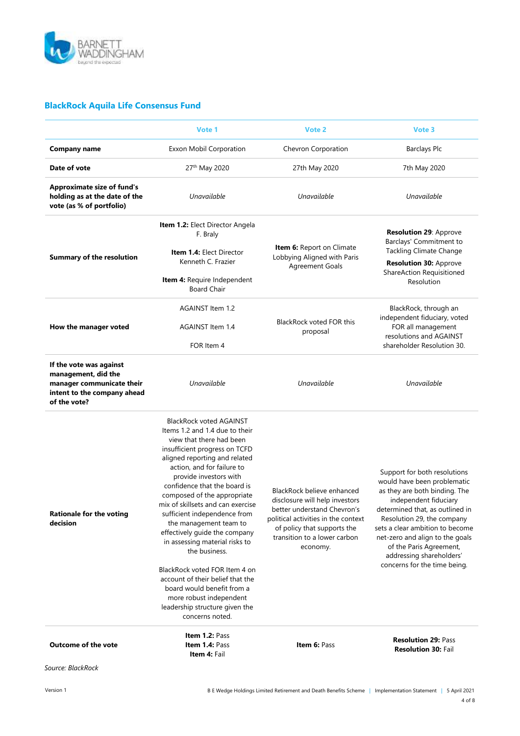## BlackRock Aquila Life Consensus Fund

| | Vote 1 | Vote 2 | Vote 3 |
|---|---|---|---|
| **Company name** | Exxon Mobil Corporation | Chevron Corporation | Barclays Plc |
| **Date of vote** | 27th May 2020 | 27th May 2020 | 7th May 2020 |
| **Approximate size of fund's holding as at the date of the vote (as % of portfolio)** | *Unavailable* | *Unavailable* | *Unavailable* |
| **Summary of the resolution** | **Item 1.2:** Elect Director Angela F. Braly<br><br>**Item 1.4:** Elect Director Kenneth C. Frazier<br><br>**Item 4:** Require Independent Board Chair | **Item 6:** Report on Climate Lobbying Aligned with Paris Agreement Goals | **Resolution 29**: Approve Barclays' Commitment to Tackling Climate Change<br><br>**Resolution 30:** Approve ShareAction Requisitioned Resolution |
| **How the manager voted** | AGAINST Item 1.2<br><br>AGAINST Item 1.4<br><br>FOR Item 4 | BlackRock voted FOR this proposal | BlackRock, through an independent fiduciary, voted FOR all management resolutions and AGAINST shareholder Resolution 30. |
| **If the vote was against management, did the manager communicate their intent to the company ahead of the vote?** | *Unavailable* | *Unavailable* | *Unavailable* |
| **Rationale for the voting decision** | BlackRock voted AGAINST Items 1.2 and 1.4 due to their view that there had been insufficient progress on TCFD aligned reporting and related action, and for failure to provide investors with confidence that the board is composed of the appropriate mix of skillsets and can exercise sufficient independence from the management team to effectively guide the company in assessing material risks to the business.<br><br>BlackRock voted FOR Item 4 on account of their belief that the board would benefit from a more robust independent leadership structure given the concerns noted. | BlackRock believe enhanced disclosure will help investors better understand Chevron's political activities in the context of policy that supports the transition to a lower carbon economy. | Support for both resolutions would have been problematic as they are both binding. The independent fiduciary determined that, as outlined in Resolution 29, the company sets a clear ambition to become net-zero and align to the goals of the Paris Agreement, addressing shareholders' concerns for the time being. |
| **Outcome of the vote** | **Item 1.2:** Pass<br>**Item 1.4:** Pass<br>**Item 4:** Fail | **Item 6:** Pass | **Resolution 29:** Pass<br>**Resolution 30:** Fail |

*Source: BlackRock*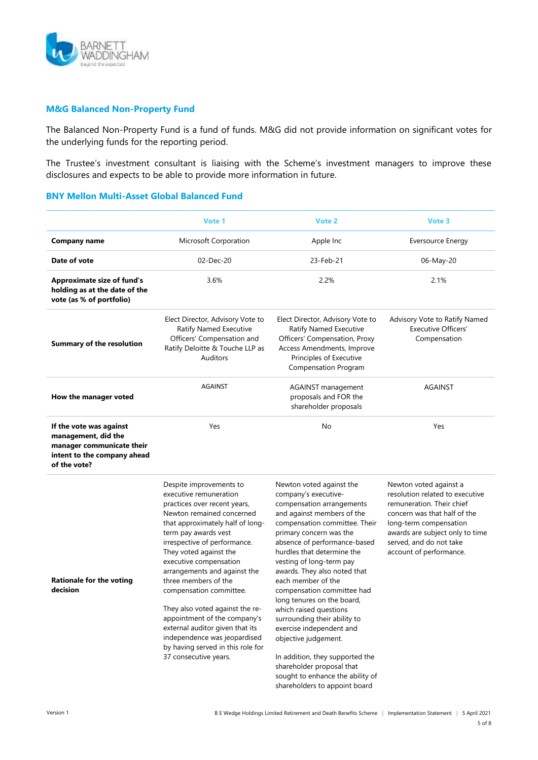## M&G Balanced Non-Property Fund

The Balanced Non-Property Fund is a fund of funds. M&G did not provide information on significant votes for the underlying funds for the reporting period.

The Trustee's investment consultant is liaising with the Scheme's investment managers to improve these disclosures and expects to be able to provide more information in future.

## BNY Mellon Multi-Asset Global Balanced Fund

| | Vote 1 | Vote 2 | Vote 3 |
|---|---|---|---|
| **Company name** | Microsoft Corporation | Apple Inc | Eversource Energy |
| **Date of vote** | 02-Dec-20 | 23-Feb-21 | 06-May-20 |
| **Approximate size of fund's holding as at the date of the vote (as % of portfolio)** | 3.6% | 2.2% | 2.1% |
| **Summary of the resolution** | Elect Director, Advisory Vote to Ratify Named Executive Officers' Compensation and Ratify Deloitte & Touche LLP as Auditors | Elect Director, Advisory Vote to Ratify Named Executive Officers' Compensation, Proxy Access Amendments, Improve Principles of Executive Compensation Program | Advisory Vote to Ratify Named Executive Officers' Compensation |
| **How the manager voted** | AGAINST | AGAINST management proposals and FOR the shareholder proposals | AGAINST |
| **If the vote was against management, did the manager communicate their intent to the company ahead of the vote?** | Yes | No | Yes |
| **Rationale for the voting decision** | Despite improvements to executive remuneration practices over recent years, Newton remained concerned that approximately half of long-term pay awards vest irrespective of performance. They voted against the executive compensation arrangements and against the three members of the compensation committee.<br><br>They also voted against the re-appointment of the company's external auditor given that its independence was jeopardised by having served in this role for 37 consecutive years. | Newton voted against the company's executive-compensation arrangements and against members of the compensation committee. Their primary concern was the absence of performance-based hurdles that determine the vesting of long-term pay awards. They also noted that each member of the compensation committee had long tenures on the board, which raised questions surrounding their ability to exercise independent and objective judgement.<br><br>In addition, they supported the shareholder proposal that sought to enhance the ability of shareholders to appoint board | Newton voted against a resolution related to executive remuneration. Their chief concern was that half of the long-term compensation awards are subject only to time served, and do not take account of performance. |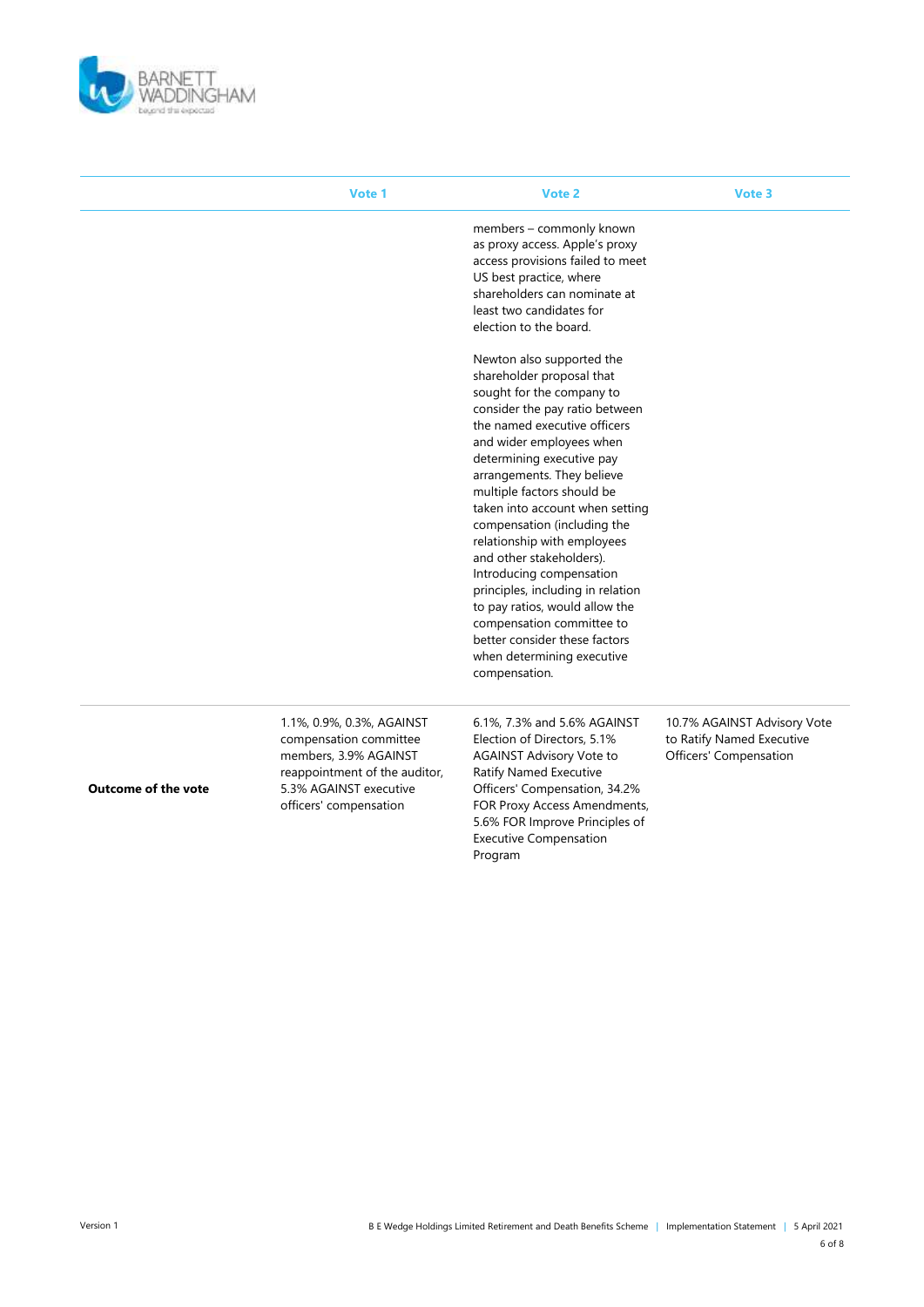| | Vote 1 | Vote 2 | Vote 3 |
|---|---|---|---|
| | | members – commonly known as proxy access. Apple's proxy access provisions failed to meet US best practice, where shareholders can nominate at least two candidates for election to the board.<br><br>Newton also supported the shareholder proposal that sought for the company to consider the pay ratio between the named executive officers and wider employees when determining executive pay arrangements. They believe multiple factors should be taken into account when setting compensation (including the relationship with employees and other stakeholders). Introducing compensation principles, including in relation to pay ratios, would allow the compensation committee to better consider these factors when determining executive compensation. | |
| **Outcome of the vote** | 1.1%, 0.9%, 0.3%, AGAINST compensation committee members, 3.9% AGAINST reappointment of the auditor, 5.3% AGAINST executive officers' compensation | 6.1%, 7.3% and 5.6% AGAINST Election of Directors, 5.1% AGAINST Advisory Vote to Ratify Named Executive Officers' Compensation, 34.2% FOR Proxy Access Amendments, 5.6% FOR Improve Principles of Executive Compensation Program | 10.7% AGAINST Advisory Vote to Ratify Named Executive Officers' Compensation |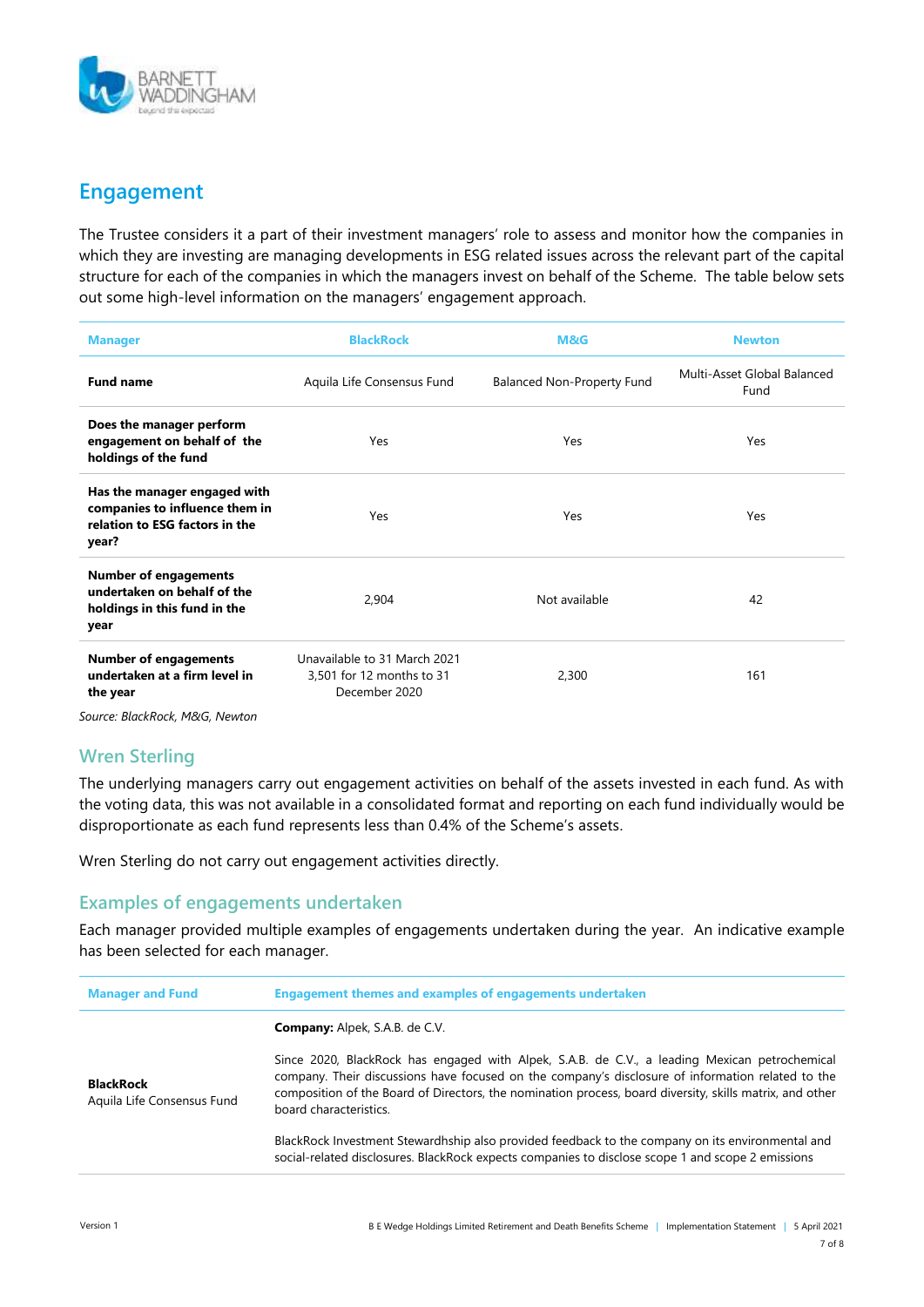## Engagement

The Trustee considers it a part of their investment managers' role to assess and monitor how the companies in which they are investing are managing developments in ESG related issues across the relevant part of the capital structure for each of the companies in which the managers invest on behalf of the Scheme. The table below sets out some high-level information on the managers' engagement approach.

| Manager | BlackRock | M&G | Newton |
|---|---|---|---|
| **Fund name** | Aquila Life Consensus Fund | Balanced Non-Property Fund | Multi-Asset Global Balanced Fund |
| **Does the manager perform engagement on behalf of the holdings of the fund** | Yes | Yes | Yes |
| **Has the manager engaged with companies to influence them in relation to ESG factors in the year?** | Yes | Yes | Yes |
| **Number of engagements undertaken on behalf of the holdings in this fund in the year** | 2,904 | Not available | 42 |
| **Number of engagements undertaken at a firm level in the year** | Unavailable to 31 March 2021 3,501 for 12 months to 31 December 2020 | 2,300 | 161 |

*Source: BlackRock, M&G, Newton*

### Wren Sterling

The underlying managers carry out engagement activities on behalf of the assets invested in each fund. As with the voting data, this was not available in a consolidated format and reporting on each fund individually would be disproportionate as each fund represents less than 0.4% of the Scheme's assets.

Wren Sterling do not carry out engagement activities directly.

### Examples of engagements undertaken

Each manager provided multiple examples of engagements undertaken during the year. An indicative example has been selected for each manager.

| Manager and Fund | Engagement themes and examples of engagements undertaken |
|---|---|
| **BlackRock** Aquila Life Consensus Fund | **Company:** Alpek, S.A.B. de C.V.<br><br>Since 2020, BlackRock has engaged with Alpek, S.A.B. de C.V., a leading Mexican petrochemical company. Their discussions have focused on the company's disclosure of information related to the composition of the Board of Directors, the nomination process, board diversity, skills matrix, and other board characteristics.<br><br>BlackRock Investment Stewardhship also provided feedback to the company on its environmental and social-related disclosures. BlackRock expects companies to disclose scope 1 and scope 2 emissions |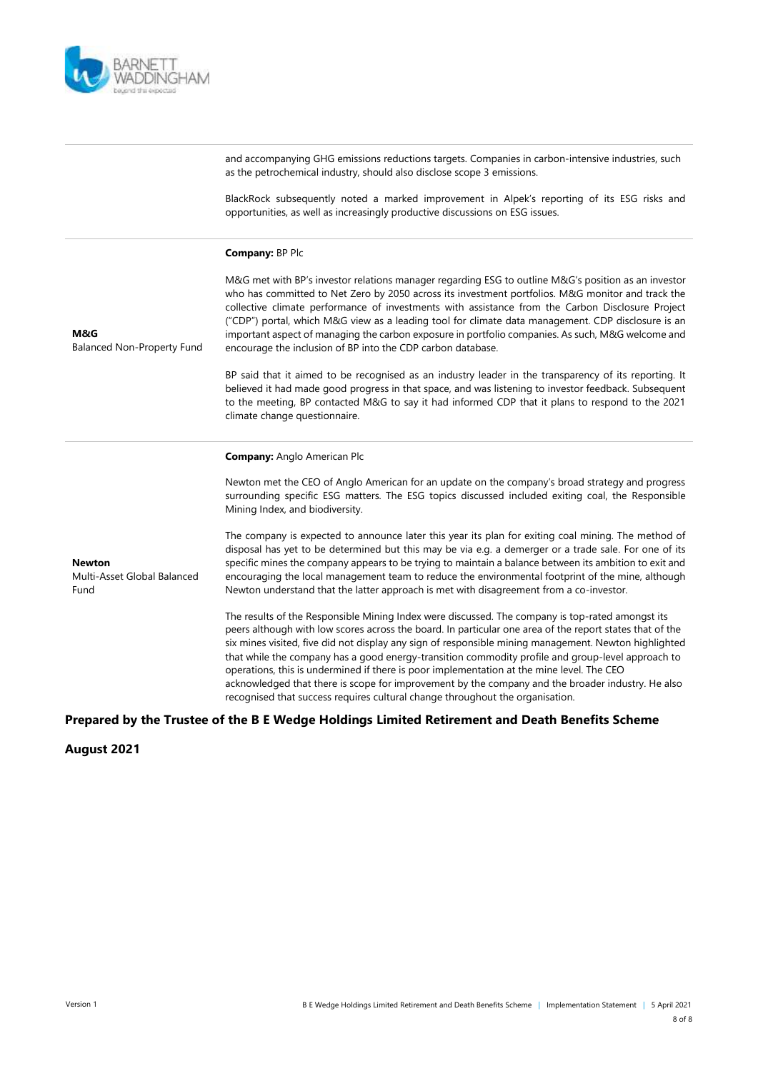| | |
|---|---|
| | and accompanying GHG emissions reductions targets. Companies in carbon-intensive industries, such as the petrochemical industry, should also disclose scope 3 emissions.<br><br>BlackRock subsequently noted a marked improvement in Alpek's reporting of its ESG risks and opportunities, as well as increasingly productive discussions on ESG issues. |
| **M&G**<br>Balanced Non-Property Fund | **Company:** BP Plc<br><br>M&G met with BP's investor relations manager regarding ESG to outline M&G's position as an investor who has committed to Net Zero by 2050 across its investment portfolios. M&G monitor and track the collective climate performance of investments with assistance from the Carbon Disclosure Project ("CDP") portal, which M&G view as a leading tool for climate data management. CDP disclosure is an important aspect of managing the carbon exposure in portfolio companies. As such, M&G welcome and encourage the inclusion of BP into the CDP carbon database.<br><br>BP said that it aimed to be recognised as an industry leader in the transparency of its reporting. It believed it had made good progress in that space, and was listening to investor feedback. Subsequent to the meeting, BP contacted M&G to say it had informed CDP that it plans to respond to the 2021 climate change questionnaire. |
| **Newton**<br>Multi-Asset Global Balanced Fund | **Company:** Anglo American Plc<br><br>Newton met the CEO of Anglo American for an update on the company's broad strategy and progress surrounding specific ESG matters. The ESG topics discussed included exiting coal, the Responsible Mining Index, and biodiversity.<br><br>The company is expected to announce later this year its plan for exiting coal mining. The method of disposal has yet to be determined but this may be via e.g. a demerger or a trade sale. For one of its specific mines the company appears to be trying to maintain a balance between its ambition to exit and encouraging the local management team to reduce the environmental footprint of the mine, although Newton understand that the latter approach is met with disagreement from a co-investor.<br><br>The results of the Responsible Mining Index were discussed. The company is top-rated amongst its peers although with low scores across the board. In particular one area of the report states that of the six mines visited, five did not display any sign of responsible mining management. Newton highlighted that while the company has a good energy-transition commodity profile and group-level approach to operations, this is undermined if there is poor implementation at the mine level. The CEO acknowledged that there is scope for improvement by the company and the broader industry. He also recognised that success requires cultural change throughout the organisation. |

**Prepared by the Trustee of the B E Wedge Holdings Limited Retirement and Death Benefits Scheme**

**August 2021**